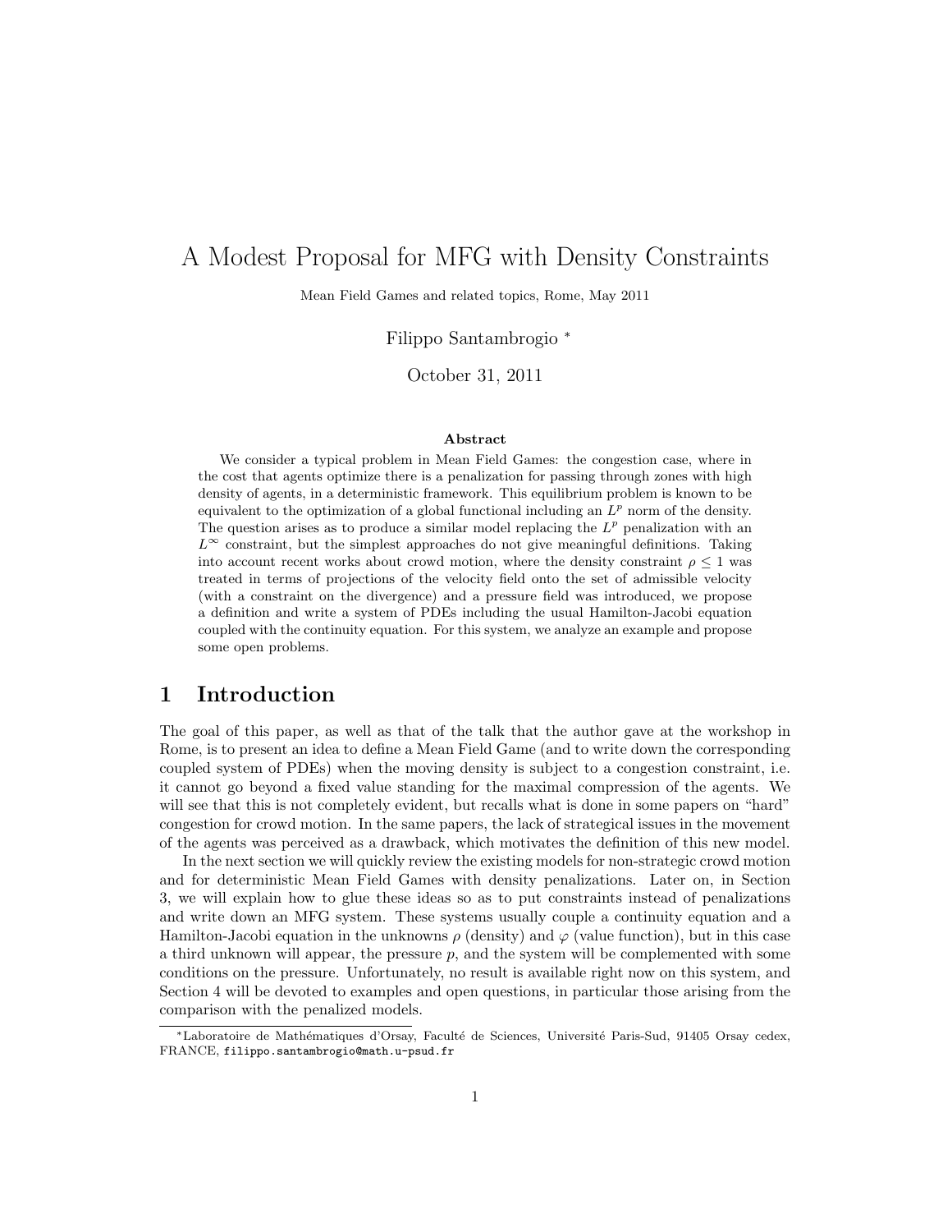# A Modest Proposal for MFG with Density Constraints

Mean Field Games and related topics, Rome, May 2011

Filippo Santambrogio [*]

October 31, 2011

### Abstract

We consider a typical problem in Mean Field Games: the congestion case, where in the cost that agents optimize there is a penalization for passing through zones with high density of agents, in a deterministic framework. This equilibrium problem is known to be equivalent to the optimization of a global functional including an $L^p$ norm of the density. The question arises as to produce a similar model replacing the $L^p$ penalization with an $L^\infty$ constraint, but the simplest approaches do not give meaningful definitions. Taking into account recent works about crowd motion, where the density constraint $\rho \leq 1$ was treated in terms of projections of the velocity field onto the set of admissible velocity (with a constraint on the divergence) and a pressure field was introduced, we propose a definition and write a system of PDEs including the usual Hamilton-Jacobi equation coupled with the continuity equation. For this system, we analyze an example and propose some open problems.

## 1 Introduction

The goal of this paper, as well as that of the talk that the author gave at the workshop in Rome, is to present an idea to define a Mean Field Game (and to write down the corresponding coupled system of PDEs) when the moving density is subject to a congestion constraint, i.e. it cannot go beyond a fixed value standing for the maximal compression of the agents. We will see that this is not completely evident, but recalls what is done in some papers on "hard" congestion for crowd motion. In the same papers, the lack of strategical issues in the movement of the agents was perceived as a drawback, which motivates the definition of this new model.

In the next section we will quickly review the existing models for non-strategic crowd motion and for deterministic Mean Field Games with density penalizations. Later on, in Section 3, we will explain how to glue these ideas so as to put constraints instead of penalizations and write down an MFG system. These systems usually couple a continuity equation and a Hamilton-Jacobi equation in the unknowns $\rho$ (density) and $\varphi$ (value function), but in this case a third unknown will appear, the pressure $p$, and the system will be complemented with some conditions on the pressure. Unfortunately, no result is available right now on this system, and Section 4 will be devoted to examples and open questions, in particular those arising from the comparison with the penalized models.

---

[*] Laboratoire de Mathématiques d'Orsay, Faculté de Sciences, Université Paris-Sud, 91405 Orsay cedex, FRANCE, filippo.santambrogio@math.u-psud.fr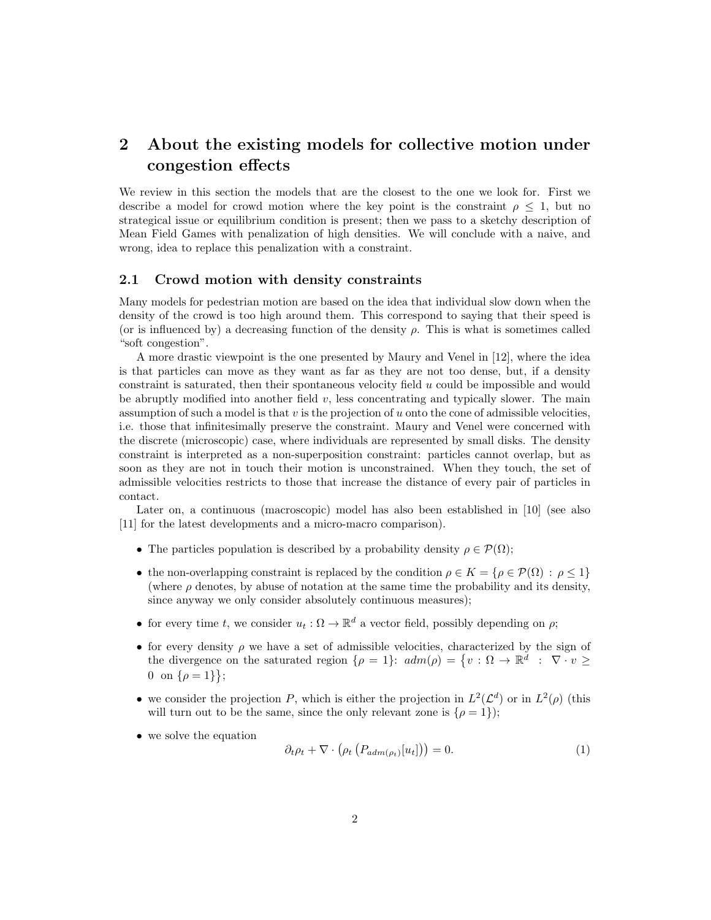# 2 About the existing models for collective motion under congestion effects

We review in this section the models that are the closest to the one we look for. First we describe a model for crowd motion where the key point is the constraint $\rho \leq 1$, but no strategical issue or equilibrium condition is present; then we pass to a sketchy description of Mean Field Games with penalization of high densities. We will conclude with a naive, and wrong, idea to replace this penalization with a constraint.

## 2.1 Crowd motion with density constraints

Many models for pedestrian motion are based on the idea that individual slow down when the density of the crowd is too high around them. This correspond to saying that their speed is (or is influenced by) a decreasing function of the density $\rho$. This is what is sometimes called "soft congestion".

A more drastic viewpoint is the one presented by Maury and Venel in [12], where the idea is that particles can move as they want as far as they are not too dense, but, if a density constraint is saturated, then their spontaneous velocity field $u$ could be impossible and would be abruptly modified into another field $v$, less concentrating and typically slower. The main assumption of such a model is that $v$ is the projection of $u$ onto the cone of admissible velocities, i.e. those that infinitesimally preserve the constraint. Maury and Venel were concerned with the discrete (microscopic) case, where individuals are represented by small disks. The density constraint is interpreted as a non-superposition constraint: particles cannot overlap, but as soon as they are not in touch their motion is unconstrained. When they touch, the set of admissible velocities restricts to those that increase the distance of every pair of particles in contact.

Later on, a continuous (macroscopic) model has also been established in [10] (see also [11] for the latest developments and a micro-macro comparison).

- The particles population is described by a probability density $\rho \in \mathcal{P}(\Omega)$;
- the non-overlapping constraint is replaced by the condition $\rho \in K = \{\rho \in \mathcal{P}(\Omega) \, : \, \rho \leq 1\}$ (where $\rho$ denotes, by abuse of notation at the same time the probability and its density, since anyway we only consider absolutely continuous measures);
- for every time $t$, we consider $u_t : \Omega \to \mathbb{R}^d$ a vector field, possibly depending on $\rho$;
- for every density $\rho$ we have a set of admissible velocities, characterized by the sign of the divergence on the saturated region $\{\rho = 1\}$: $adm(\rho) = \big\{v : \Omega \to \mathbb{R}^d \; : \; \nabla \cdot v \geq 0 \;$ on $\{\rho = 1\}\big\}$;
- we consider the projection $P$, which is either the projection in $L^2(\mathcal{L}^d)$ or in $L^2(\rho)$ (this will turn out to be the same, since the only relevant zone is $\{\rho = 1\}$);
- we solve the equation

$$\partial_t \rho_t + \nabla \cdot \big(\rho_t \left(P_{adm(\rho_t)}[u_t]\right)\big) = 0. \tag{1}$$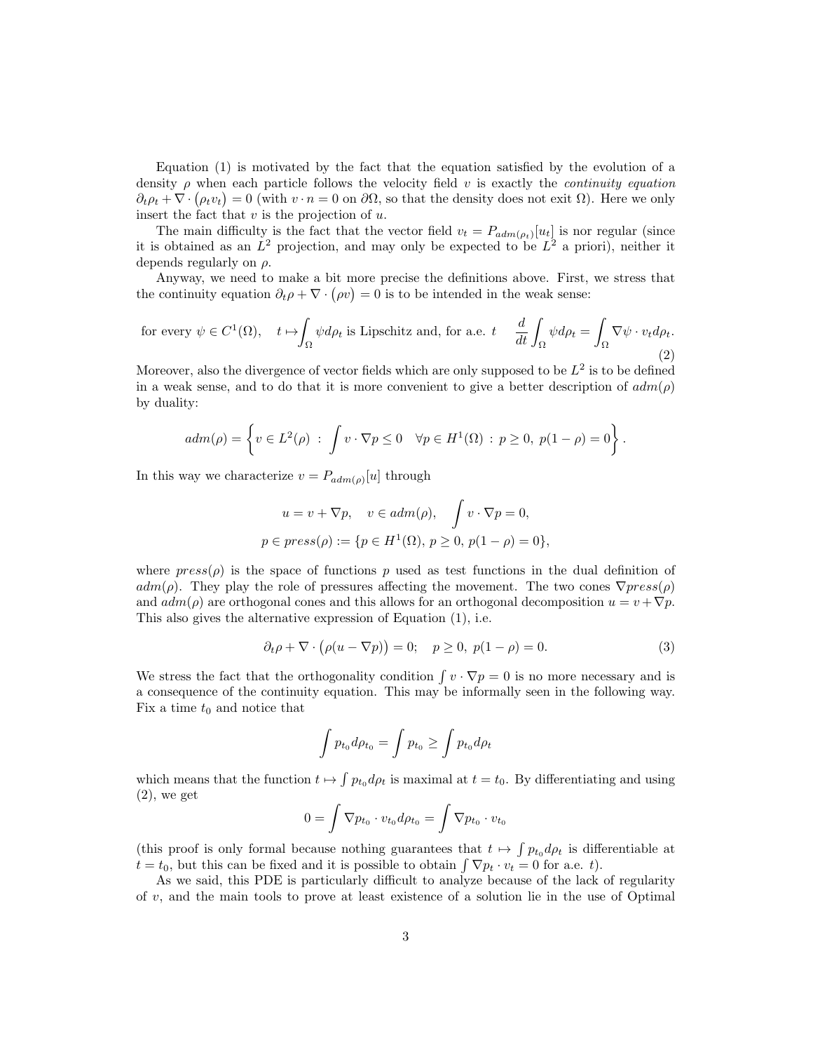Equation (1) is motivated by the fact that the equation satisfied by the evolution of a density $\rho$ when each particle follows the velocity field $v$ is exactly the *continuity equation* $\partial_t \rho_t + \nabla \cdot (\rho_t v_t) = 0$ (with $v \cdot n = 0$ on $\partial\Omega$, so that the density does not exit $\Omega$). Here we only insert the fact that $v$ is the projection of $u$.

The main difficulty is the fact that the vector field $v_t = P_{adm(\rho_t)}[u_t]$ is nor regular (since it is obtained as an $L^2$ projection, and may only be expected to be $L^2$ a priori), neither it depends regularly on $\rho$.

Anyway, we need to make a bit more precise the definitions above. First, we stress that the continuity equation $\partial_t \rho + \nabla \cdot (\rho v) = 0$ is to be intended in the weak sense:

$$\text{for every } \psi \in C^1(\Omega), \quad t \mapsto \int_\Omega \psi d\rho_t \text{ is Lipschitz and, for a.e. } t \quad \frac{d}{dt}\int_\Omega \psi d\rho_t = \int_\Omega \nabla\psi \cdot v_t d\rho_t. \tag{2}$$

Moreover, also the divergence of vector fields which are only supposed to be $L^2$ is to be defined in a weak sense, and to do that it is more convenient to give a better description of $adm(\rho)$ by duality:

$$adm(\rho) = \left\{ v \in L^2(\rho) \; : \; \int v \cdot \nabla p \leq 0 \quad \forall p \in H^1(\Omega) \; : \; p \geq 0, \; p(1-\rho) = 0 \right\}.$$

In this way we characterize $v = P_{adm(\rho)}[u]$ through

$$u = v + \nabla p, \quad v \in adm(\rho), \quad \int v \cdot \nabla p = 0,$$
$$p \in press(\rho) := \{p \in H^1(\Omega), \, p \geq 0, \, p(1-\rho) = 0\},$$

where $press(\rho)$ is the space of functions $p$ used as test functions in the dual definition of $adm(\rho)$. They play the role of pressures affecting the movement. The two cones $\nabla press(\rho)$ and $adm(\rho)$ are orthogonal cones and this allows for an orthogonal decomposition $u = v + \nabla p$. This also gives the alternative expression of Equation (1), i.e.

$$\partial_t \rho + \nabla \cdot \big(\rho(u - \nabla p)\big) = 0; \quad p \geq 0, \; p(1-\rho) = 0. \tag{3}$$

We stress the fact that the orthogonality condition $\int v \cdot \nabla p = 0$ is no more necessary and is a consequence of the continuity equation. This may be informally seen in the following way. Fix a time $t_0$ and notice that

$$\int p_{t_0} d\rho_{t_0} = \int p_{t_0} \geq \int p_{t_0} d\rho_t$$

which means that the function $t \mapsto \int p_{t_0} d\rho_t$ is maximal at $t = t_0$. By differentiating and using (2), we get

$$0 = \int \nabla p_{t_0} \cdot v_{t_0} d\rho_{t_0} = \int \nabla p_{t_0} \cdot v_{t_0}$$

(this proof is only formal because nothing guarantees that $t \mapsto \int p_{t_0} d\rho_t$ is differentiable at $t = t_0$, but this can be fixed and it is possible to obtain $\int \nabla p_t \cdot v_t = 0$ for a.e. $t$).

As we said, this PDE is particularly difficult to analyze because of the lack of regularity of $v$, and the main tools to prove at least existence of a solution lie in the use of Optimal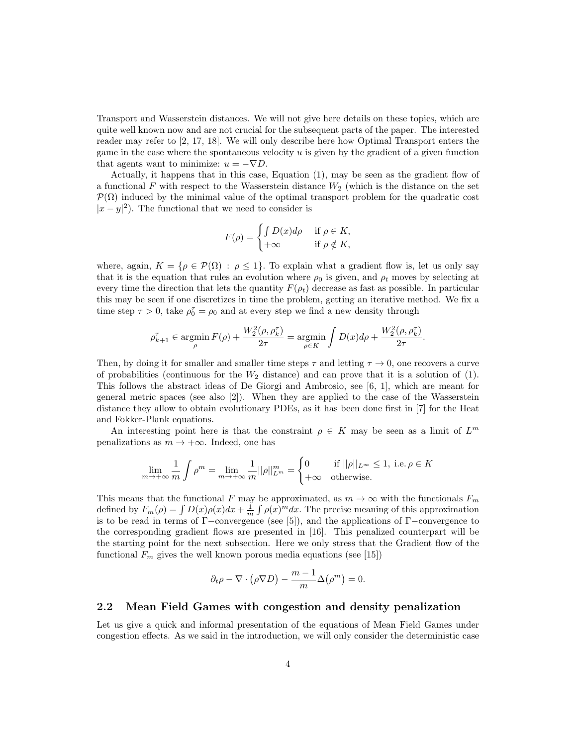Transport and Wasserstein distances. We will not give here details on these topics, which are quite well known now and are not crucial for the subsequent parts of the paper. The interested reader may refer to [2, 17, 18]. We will only describe here how Optimal Transport enters the game in the case where the spontaneous velocity $u$ is given by the gradient of a given function that agents want to minimize: $u = -\nabla D$.

Actually, it happens that in this case, Equation (1), may be seen as the gradient flow of a functional $F$ with respect to the Wasserstein distance $W_2$ (which is the distance on the set $\mathcal{P}(\Omega)$ induced by the minimal value of the optimal transport problem for the quadratic cost $|x-y|^2$). The functional that we need to consider is

$$F(\rho) = \begin{cases} \int D(x) d\rho & \text{if } \rho \in K, \\ +\infty & \text{if } \rho \notin K, \end{cases}$$

where, again, $K = \{\rho \in \mathcal{P}(\Omega) \, : \, \rho \leq 1\}$. To explain what a gradient flow is, let us only say that it is the equation that rules an evolution where $\rho_0$ is given, and $\rho_t$ moves by selecting at every time the direction that lets the quantity $F(\rho_t)$ decrease as fast as possible. In particular this may be seen if one discretizes in time the problem, getting an iterative method. We fix a time step $\tau > 0$, take $\rho_0^\tau = \rho_0$ and at every step we find a new density through

$$\rho_{k+1}^\tau \in \operatorname*{argmin}_{\rho} F(\rho) + \frac{W_2^2(\rho, \rho_k^\tau)}{2\tau} = \operatorname*{argmin}_{\rho \in K} \int D(x) d\rho + \frac{W_2^2(\rho, \rho_k^\tau)}{2\tau}.$$

Then, by doing it for smaller and smaller time steps $\tau$ and letting $\tau \to 0$, one recovers a curve of probabilities (continuous for the $W_2$ distance) and can prove that it is a solution of (1). This follows the abstract ideas of De Giorgi and Ambrosio, see [6, 1], which are meant for general metric spaces (see also [2]). When they are applied to the case of the Wasserstein distance they allow to obtain evolutionary PDEs, as it has been done first in [7] for the Heat and Fokker-Plank equations.

An interesting point here is that the constraint $\rho \in K$ may be seen as a limit of $L^m$ penalizations as $m \to +\infty$. Indeed, one has

$$\lim_{m \to +\infty} \frac{1}{m} \int \rho^m = \lim_{m \to +\infty} \frac{1}{m} ||\rho||_{L^m}^m = \begin{cases} 0 & \text{if } ||\rho||_{L^\infty} \leq 1, \text{ i.e. } \rho \in K \\ +\infty & \text{otherwise.} \end{cases}$$

This means that the functional $F$ may be approximated, as $m \to \infty$ with the functionals $F_m$ defined by $F_m(\rho) = \int D(x)\rho(x)dx + \frac{1}{m} \int \rho(x)^m dx$. The precise meaning of this approximation is to be read in terms of $\Gamma-$convergence (see [5]), and the applications of $\Gamma-$convergence to the corresponding gradient flows are presented in [16]. This penalized counterpart will be the starting point for the next subsection. Here we only stress that the Gradient flow of the functional $F_m$ gives the well known porous media equations (see [15])

$$\partial_t \rho - \nabla \cdot \big(\rho \nabla D\big) - \frac{m-1}{m} \Delta\big(\rho^m\big) = 0.$$

## 2.2 Mean Field Games with congestion and density penalization

Let us give a quick and informal presentation of the equations of Mean Field Games under congestion effects. As we said in the introduction, we will only consider the deterministic case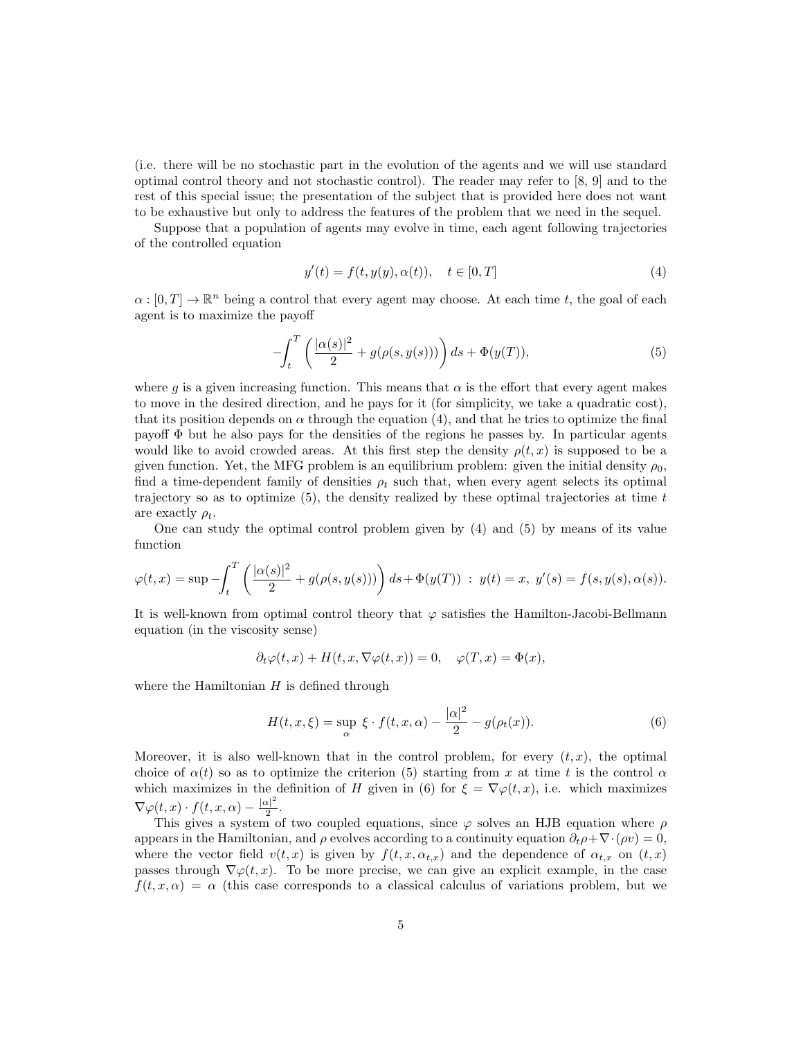(i.e. there will be no stochastic part in the evolution of the agents and we will use standard optimal control theory and not stochastic control). The reader may refer to [8, 9] and to the rest of this special issue; the presentation of the subject that is provided here does not want to be exhaustive but only to address the features of the problem that we need in the sequel.

Suppose that a population of agents may evolve in time, each agent following trajectories of the controlled equation

$$y'(t) = f(t, y(y), \alpha(t)), \quad t \in [0, T] \tag{4}$$

$\alpha : [0, T] \to \mathbb{R}^n$ being a control that every agent may choose. At each time $t$, the goal of each agent is to maximize the payoff

$$-\int_t^T \left( \frac{|\alpha(s)|^2}{2} + g(\rho(s, y(s))) \right) ds + \Phi(y(T)), \tag{5}$$

where $g$ is a given increasing function. This means that $\alpha$ is the effort that every agent makes to move in the desired direction, and he pays for it (for simplicity, we take a quadratic cost), that its position depends on $\alpha$ through the equation (4), and that he tries to optimize the final payoff $\Phi$ but he also pays for the densities of the regions he passes by. In particular agents would like to avoid crowded areas. At this first step the density $\rho(t, x)$ is supposed to be a given function. Yet, the MFG problem is an equilibrium problem: given the initial density $\rho_0$, find a time-dependent family of densities $\rho_t$ such that, when every agent selects its optimal trajectory so as to optimize (5), the density realized by these optimal trajectories at time $t$ are exactly $\rho_t$.

One can study the optimal control problem given by (4) and (5) by means of its value function

$$\varphi(t, x) = \sup -\int_t^T \left( \frac{|\alpha(s)|^2}{2} + g(\rho(s, y(s))) \right) ds + \Phi(y(T)) \ : \ y(t) = x, \ y'(s) = f(s, y(s), \alpha(s)).$$

It is well-known from optimal control theory that $\varphi$ satisfies the Hamilton-Jacobi-Bellmann equation (in the viscosity sense)

$$\partial_t \varphi(t, x) + H(t, x, \nabla \varphi(t, x)) = 0, \quad \varphi(T, x) = \Phi(x),$$

where the Hamiltonian $H$ is defined through

$$H(t, x, \xi) = \sup_\alpha \ \xi \cdot f(t, x, \alpha) - \frac{|\alpha|^2}{2} - g(\rho_t(x)). \tag{6}$$

Moreover, it is also well-known that in the control problem, for every $(t, x)$, the optimal choice of $\alpha(t)$ so as to optimize the criterion (5) starting from $x$ at time $t$ is the control $\alpha$ which maximizes in the definition of $H$ given in (6) for $\xi = \nabla \varphi(t, x)$, i.e. which maximizes $\nabla \varphi(t, x) \cdot f(t, x, \alpha) - \frac{|\alpha|^2}{2}$.

This gives a system of two coupled equations, since $\varphi$ solves an HJB equation where $\rho$ appears in the Hamiltonian, and $\rho$ evolves according to a continuity equation $\partial_t \rho + \nabla \cdot (\rho v) = 0$, where the vector field $v(t, x)$ is given by $f(t, x, \alpha_{t,x})$ and the dependence of $\alpha_{t,x}$ on $(t, x)$ passes through $\nabla \varphi(t, x)$. To be more precise, we can give an explicit example, in the case $f(t, x, \alpha) = \alpha$ (this case corresponds to a classical calculus of variations problem, but we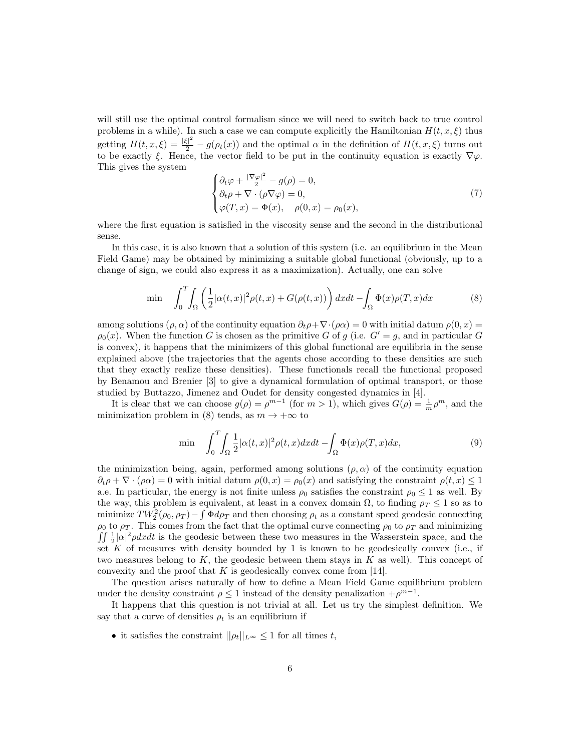will still use the optimal control formalism since we will need to switch back to true control problems in a while). In such a case we can compute explicitly the Hamiltonian $H(t,x,\xi)$ thus getting $H(t,x,\xi) = \frac{|\xi|^2}{2} - g(\rho_t(x))$ and the optimal $\alpha$ in the definition of $H(t,x,\xi)$ turns out to be exactly $\xi$. Hence, the vector field to be put in the continuity equation is exactly $\nabla\varphi$. This gives the system

$$
\begin{cases}
\partial_t \varphi + \frac{|\nabla\varphi|^2}{2} - g(\rho) = 0, \\
\partial_t \rho + \nabla\cdot(\rho\nabla\varphi) = 0, \\
\varphi(T,x) = \Phi(x), \quad \rho(0,x) = \rho_0(x),
\end{cases}
\tag{7}
$$

where the first equation is satisfied in the viscosity sense and the second in the distributional sense.

In this case, it is also known that a solution of this system (i.e. an equilibrium in the Mean Field Game) may be obtained by minimizing a suitable global functional (obviously, up to a change of sign, we could also express it as a maximization). Actually, one can solve

$$
\min \quad \int_0^T\!\!\int_\Omega \left(\frac{1}{2}|\alpha(t,x)|^2\rho(t,x) + G(\rho(t,x))\right)dxdt - \!\int_\Omega \Phi(x)\rho(T,x)dx \tag{8}
$$

among solutions $(\rho,\alpha)$ of the continuity equation $\partial_t\rho + \nabla\cdot(\rho\alpha) = 0$ with initial datum $\rho(0,x) = \rho_0(x)$. When the function $G$ is chosen as the primitive $G$ of $g$ (i.e. $G' = g$, and in particular $G$ is convex), it happens that the minimizers of this global functional are equilibria in the sense explained above (the trajectories that the agents chose according to these densities are such that they exactly realize these densities). These functionals recall the functional proposed by Benamou and Brenier [3] to give a dynamical formulation of optimal transport, or those studied by Buttazzo, Jimenez and Oudet for density congested dynamics in [4].

It is clear that we can choose $g(\rho) = \rho^{m-1}$ (for $m > 1$), which gives $G(\rho) = \frac{1}{m}\rho^m$, and the minimization problem in (8) tends, as $m \to +\infty$ to

$$
\min \quad \int_0^T\!\!\int_\Omega \frac{1}{2}|\alpha(t,x)|^2\rho(t,x)dxdt - \!\int_\Omega \Phi(x)\rho(T,x)dx, \tag{9}
$$

the minimization being, again, performed among solutions $(\rho,\alpha)$ of the continuity equation $\partial_t\rho + \nabla\cdot(\rho\alpha) = 0$ with initial datum $\rho(0,x) = \rho_0(x)$ and satisfying the constraint $\rho(t,x) \le 1$ a.e. In particular, the energy is not finite unless $\rho_0$ satisfies the constraint $\rho_0 \le 1$ as well. By the way, this problem is equivalent, at least in a convex domain $\Omega$, to finding $\rho_T \le 1$ so as to minimize $TW_2^2(\rho_0,\rho_T) - \int \Phi d\rho_T$ and then choosing $\rho_t$ as a constant speed geodesic connecting $\rho_0$ to $\rho_T$. This comes from the fact that the optimal curve connecting $\rho_0$ to $\rho_T$ and minimizing $\iint \frac{1}{2}|\alpha|^2\rho dxdt$ is the geodesic between these two measures in the Wasserstein space, and the set $K$ of measures with density bounded by 1 is known to be geodesically convex (i.e., if two measures belong to $K$, the geodesic between them stays in $K$ as well). This concept of convexity and the proof that $K$ is geodesically convex come from [14].

The question arises naturally of how to define a Mean Field Game equilibrium problem under the density constraint $\rho \le 1$ instead of the density penalization $+\rho^{m-1}$.

It happens that this question is not trivial at all. Let us try the simplest definition. We say that a curve of densities $\rho_t$ is an equilibrium if

- it satisfies the constraint $||\rho_t||_{L^\infty} \le 1$ for all times $t$,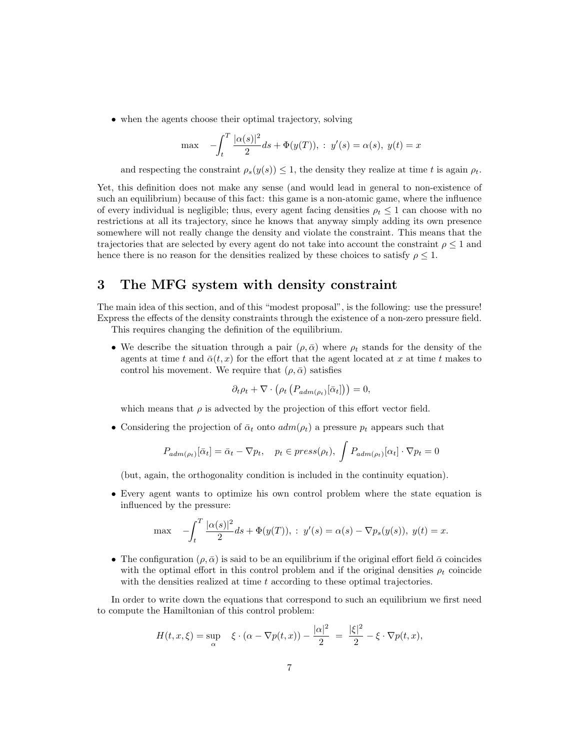- when the agents choose their optimal trajectory, solving

$$\max \quad -\int_t^T \frac{|\alpha(s)|^2}{2} ds + \Phi(y(T)), \; : \; y'(s) = \alpha(s), \; y(t) = x$$

  and respecting the constraint $\rho_s(y(s)) \leq 1$, the density they realize at time $t$ is again $\rho_t$.

Yet, this definition does not make any sense (and would lead in general to non-existence of such an equilibrium) because of this fact: this game is a non-atomic game, where the influence of every individual is negligible; thus, every agent facing densities $\rho_t \leq 1$ can choose with no restrictions at all its trajectory, since he knows that anyway simply adding its own presence somewhere will not really change the density and violate the constraint. This means that the trajectories that are selected by every agent do not take into account the constraint $\rho \leq 1$ and hence there is no reason for the densities realized by these choices to satisfy $\rho \leq 1$.

# 3 The MFG system with density constraint

The main idea of this section, and of this "modest proposal", is the following: use the pressure! Express the effects of the density constraints through the existence of a non-zero pressure field.

This requires changing the definition of the equilibrium.

- We describe the situation through a pair $(\rho, \bar{\alpha})$ where $\rho_t$ stands for the density of the agents at time $t$ and $\bar{\alpha}(t, x)$ for the effort that the agent located at $x$ at time $t$ makes to control his movement. We require that $(\rho, \bar{\alpha})$ satisfies

$$\partial_t \rho_t + \nabla \cdot \left( \rho_t \left( P_{adm(\rho_t)}[\bar{\alpha}_t] \right) \right) = 0,$$

  which means that $\rho$ is advected by the projection of this effort vector field.

- Considering the projection of $\bar{\alpha}_t$ onto $adm(\rho_t)$ a pressure $p_t$ appears such that

$$P_{adm(\rho_t)}[\bar{\alpha}_t] = \bar{\alpha}_t - \nabla p_t, \quad p_t \in press(\rho_t), \quad \int P_{adm(\rho_t)}[\alpha_t] \cdot \nabla p_t = 0$$

  (but, again, the orthogonality condition is included in the continuity equation).

- Every agent wants to optimize his own control problem where the state equation is influenced by the pressure:

$$\max \quad -\int_t^T \frac{|\alpha(s)|^2}{2} ds + \Phi(y(T)), \; : \; y'(s) = \alpha(s) - \nabla p_s(y(s)), \; y(t) = x.$$

- The configuration $(\rho, \bar{\alpha})$ is said to be an equilibrium if the original effort field $\bar{\alpha}$ coincides with the optimal effort in this control problem and if the original densities $\rho_t$ coincide with the densities realized at time $t$ according to these optimal trajectories.

In order to write down the equations that correspond to such an equilibrium we first need to compute the Hamiltonian of this control problem:

$$H(t, x, \xi) = \sup_{\alpha} \quad \xi \cdot (\alpha - \nabla p(t, x)) - \frac{|\alpha|^2}{2} \; = \; \frac{|\xi|^2}{2} - \xi \cdot \nabla p(t, x),$$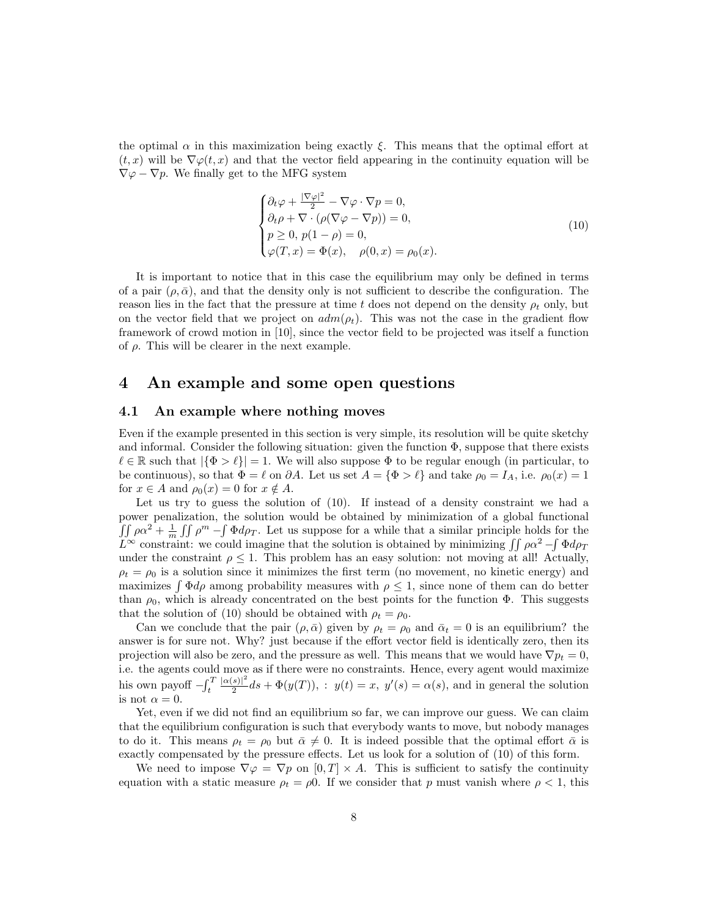the optimal $\alpha$ in this maximization being exactly $\xi$. This means that the optimal effort at $(t, x)$ will be $\nabla\varphi(t, x)$ and that the vector field appearing in the continuity equation will be $\nabla\varphi - \nabla p$. We finally get to the MFG system

$$
\begin{cases}
\partial_t \varphi + \frac{|\nabla\varphi|^2}{2} - \nabla\varphi \cdot \nabla p = 0, \\
\partial_t \rho + \nabla \cdot (\rho(\nabla\varphi - \nabla p)) = 0, \\
p \geq 0, \ p(1 - \rho) = 0, \\
\varphi(T, x) = \Phi(x), \quad \rho(0, x) = \rho_0(x).
\end{cases}
\tag{10}
$$

It is important to notice that in this case the equilibrium may only be defined in terms of a pair $(\rho, \bar{\alpha})$, and that the density only is not sufficient to describe the configuration. The reason lies in the fact that the pressure at time $t$ does not depend on the density $\rho_t$ only, but on the vector field that we project on $adm(\rho_t)$. This was not the case in the gradient flow framework of crowd motion in [10], since the vector field to be projected was itself a function of $\rho$. This will be clearer in the next example.

# 4 An example and some open questions

## 4.1 An example where nothing moves

Even if the example presented in this section is very simple, its resolution will be quite sketchy and informal. Consider the following situation: given the function $\Phi$, suppose that there exists $\ell \in \mathbb{R}$ such that $|\{\Phi > \ell\}| = 1$. We will also suppose $\Phi$ to be regular enough (in particular, to be continuous), so that $\Phi = \ell$ on $\partial A$. Let us set $A = \{\Phi > \ell\}$ and take $\rho_0 = I_A$, i.e. $\rho_0(x) = 1$ for $x \in A$ and $\rho_0(x) = 0$ for $x \notin A$.

Let us try to guess the solution of (10). If instead of a density constraint we had a power penalization, the solution would be obtained by minimization of a global functional $\iint \rho\alpha^2 + \frac{1}{m}\iint \rho^m - \int \Phi d\rho_T$. Let us suppose for a while that a similar principle holds for the $L^\infty$ constraint: we could imagine that the solution is obtained by minimizing $\iint \rho\alpha^2 - \int \Phi d\rho_T$ under the constraint $\rho \leq 1$. This problem has an easy solution: not moving at all! Actually, $\rho_t = \rho_0$ is a solution since it minimizes the first term (no movement, no kinetic energy) and maximizes $\int \Phi d\rho$ among probability measures with $\rho \leq 1$, since none of them can do better than $\rho_0$, which is already concentrated on the best points for the function $\Phi$. This suggests that the solution of (10) should be obtained with $\rho_t = \rho_0$.

Can we conclude that the pair $(\rho, \bar{\alpha})$ given by $\rho_t = \rho_0$ and $\bar{\alpha}_t = 0$ is an equilibrium? the answer is for sure not. Why? just because if the effort vector field is identically zero, then its projection will also be zero, and the pressure as well. This means that we would have $\nabla p_t = 0$, i.e. the agents could move as if there were no constraints. Hence, every agent would maximize his own payoff $-\int_t^T \frac{|\alpha(s)|^2}{2} ds + \Phi(y(T)), \ : \ y(t) = x, \ y'(s) = \alpha(s)$, and in general the solution is not $\alpha = 0$.

Yet, even if we did not find an equilibrium so far, we can improve our guess. We can claim that the equilibrium configuration is such that everybody wants to move, but nobody manages to do it. This means $\rho_t = \rho_0$ but $\bar{\alpha} \neq 0$. It is indeed possible that the optimal effort $\bar{\alpha}$ is exactly compensated by the pressure effects. Let us look for a solution of (10) of this form.

We need to impose $\nabla\varphi = \nabla p$ on $[0, T] \times A$. This is sufficient to satisfy the continuity equation with a static measure $\rho_t = \rho0$. If we consider that $p$ must vanish where $\rho < 1$, this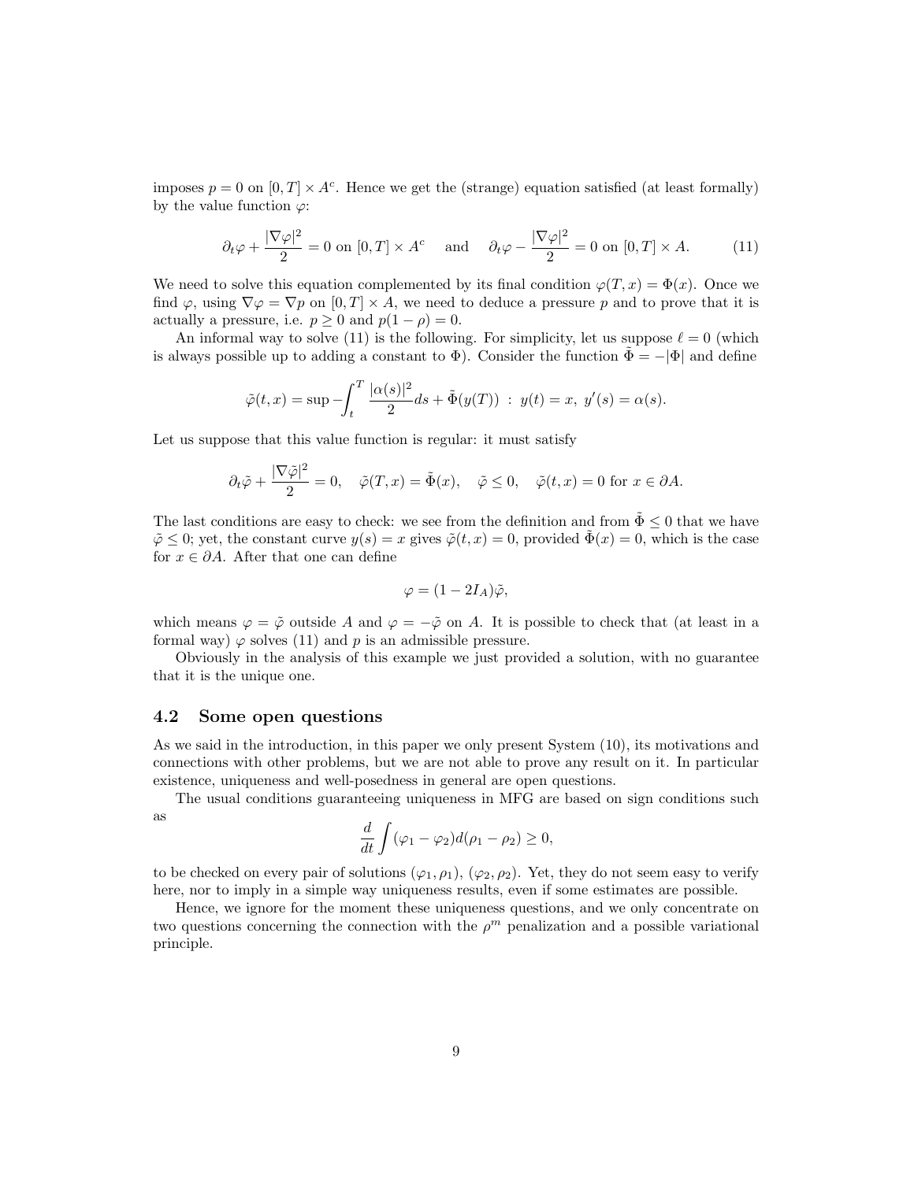imposes $p = 0$ on $[0,T] \times A^c$. Hence we get the (strange) equation satisfied (at least formally) by the value function $\varphi$:

$$\partial_t \varphi + \frac{|\nabla \varphi|^2}{2} = 0 \text{ on } [0,T] \times A^c \quad \text{ and } \quad \partial_t \varphi - \frac{|\nabla \varphi|^2}{2} = 0 \text{ on } [0,T] \times A. \tag{11}$$

We need to solve this equation complemented by its final condition $\varphi(T,x) = \Phi(x)$. Once we find $\varphi$, using $\nabla \varphi = \nabla p$ on $[0,T] \times A$, we need to deduce a pressure $p$ and to prove that it is actually a pressure, i.e. $p \geq 0$ and $p(1-\rho) = 0$.

An informal way to solve (11) is the following. For simplicity, let us suppose $\ell = 0$ (which is always possible up to adding a constant to $\Phi$). Consider the function $\tilde{\Phi} = -|\Phi|$ and define

$$\tilde{\varphi}(t,x) = \sup -\int_t^T \frac{|\alpha(s)|^2}{2} ds + \tilde{\Phi}(y(T)) \; : \; y(t) = x, \; y'(s) = \alpha(s).$$

Let us suppose that this value function is regular: it must satisfy

$$\partial_t \tilde{\varphi} + \frac{|\nabla \tilde{\varphi}|^2}{2} = 0, \quad \tilde{\varphi}(T,x) = \tilde{\Phi}(x), \quad \tilde{\varphi} \leq 0, \quad \tilde{\varphi}(t,x) = 0 \text{ for } x \in \partial A.$$

The last conditions are easy to check: we see from the definition and from $\tilde{\Phi} \leq 0$ that we have $\tilde{\varphi} \leq 0$; yet, the constant curve $y(s) = x$ gives $\tilde{\varphi}(t,x) = 0$, provided $\tilde{\Phi}(x) = 0$, which is the case for $x \in \partial A$. After that one can define

$$\varphi = (1 - 2I_A)\tilde{\varphi},$$

which means $\varphi = \tilde{\varphi}$ outside $A$ and $\varphi = -\tilde{\varphi}$ on $A$. It is possible to check that (at least in a formal way) $\varphi$ solves (11) and $p$ is an admissible pressure.

Obviously in the analysis of this example we just provided a solution, with no guarantee that it is the unique one.

## 4.2 Some open questions

As we said in the introduction, in this paper we only present System (10), its motivations and connections with other problems, but we are not able to prove any result on it. In particular existence, uniqueness and well-posedness in general are open questions.

The usual conditions guaranteeing uniqueness in MFG are based on sign conditions such as

$$\frac{d}{dt} \int (\varphi_1 - \varphi_2) d(\rho_1 - \rho_2) \geq 0,$$

to be checked on every pair of solutions $(\varphi_1, \rho_1)$, $(\varphi_2, \rho_2)$. Yet, they do not seem easy to verify here, nor to imply in a simple way uniqueness results, even if some estimates are possible.

Hence, we ignore for the moment these uniqueness questions, and we only concentrate on two questions concerning the connection with the $\rho^m$ penalization and a possible variational principle.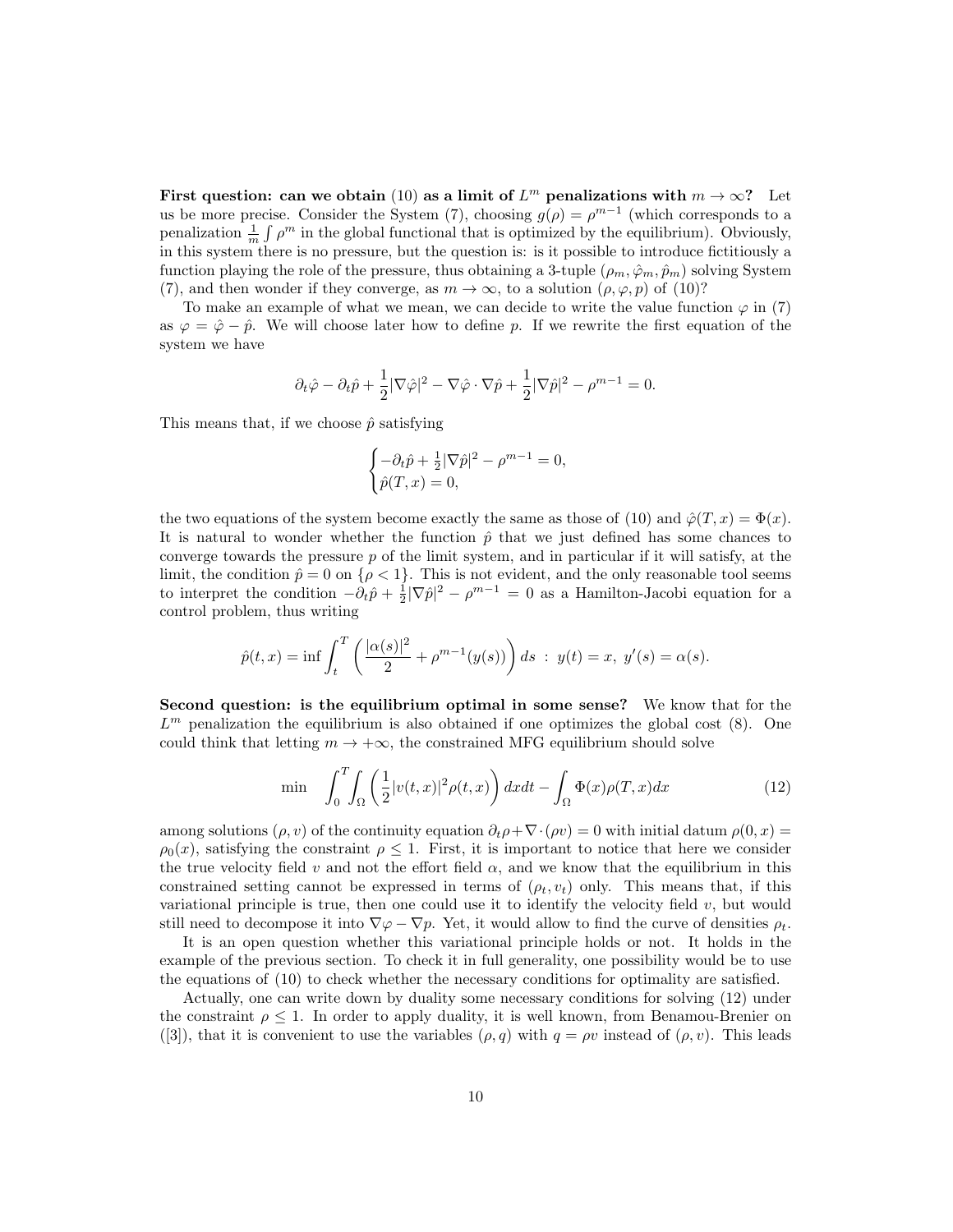**First question: can we obtain (10) as a limit of $L^m$ penalizations with $m \to \infty$?** Let us be more precise. Consider the System (7), choosing $g(\rho) = \rho^{m-1}$ (which corresponds to a penalization $\frac{1}{m}\int \rho^m$ in the global functional that is optimized by the equilibrium). Obviously, in this system there is no pressure, but the question is: is it possible to introduce fictitiously a function playing the role of the pressure, thus obtaining a 3-tuple $(\rho_m, \hat{\varphi}_m, \hat{p}_m)$ solving System (7), and then wonder if they converge, as $m \to \infty$, to a solution $(\rho, \varphi, p)$ of (10)?

To make an example of what we mean, we can decide to write the value function $\varphi$ in (7) as $\varphi = \hat{\varphi} - \hat{p}$. We will choose later how to define $p$. If we rewrite the first equation of the system we have

$$\partial_t \hat{\varphi} - \partial_t \hat{p} + \frac{1}{2}|\nabla\hat{\varphi}|^2 - \nabla\hat{\varphi}\cdot\nabla\hat{p} + \frac{1}{2}|\nabla\hat{p}|^2 - \rho^{m-1} = 0.$$

This means that, if we choose $\hat{p}$ satisfying

$$\begin{cases} -\partial_t \hat{p} + \frac{1}{2}|\nabla\hat{p}|^2 - \rho^{m-1} = 0, \\ \hat{p}(T,x) = 0, \end{cases}$$

the two equations of the system become exactly the same as those of (10) and $\hat{\varphi}(T,x) = \Phi(x)$. It is natural to wonder whether the function $\hat{p}$ that we just defined has some chances to converge towards the pressure $p$ of the limit system, and in particular if it will satisfy, at the limit, the condition $\hat{p} = 0$ on $\{\rho < 1\}$. This is not evident, and the only reasonable tool seems to interpret the condition $-\partial_t \hat{p} + \frac{1}{2}|\nabla\hat{p}|^2 - \rho^{m-1} = 0$ as a Hamilton-Jacobi equation for a control problem, thus writing

$$\hat{p}(t,x) = \inf \int_t^T \left(\frac{|\alpha(s)|^2}{2} + \rho^{m-1}(y(s))\right) ds \ : \ y(t) = x,\ y'(s) = \alpha(s).$$

**Second question: is the equilibrium optimal in some sense?** We know that for the $L^m$ penalization the equilibrium is also obtained if one optimizes the global cost (8). One could think that letting $m \to +\infty$, the constrained MFG equilibrium should solve

$$\min \quad \int_0^T\int_\Omega \left(\frac{1}{2}|v(t,x)|^2\rho(t,x)\right) dxdt - \int_\Omega \Phi(x)\rho(T,x)dx \tag{12}$$

among solutions $(\rho, v)$ of the continuity equation $\partial_t\rho + \nabla\cdot(\rho v) = 0$ with initial datum $\rho(0,x) = \rho_0(x)$, satisfying the constraint $\rho \le 1$. First, it is important to notice that here we consider the true velocity field $v$ and not the effort field $\alpha$, and we know that the equilibrium in this constrained setting cannot be expressed in terms of $(\rho_t, v_t)$ only. This means that, if this variational principle is true, then one could use it to identify the velocity field $v$, but would still need to decompose it into $\nabla\varphi - \nabla p$. Yet, it would allow to find the curve of densities $\rho_t$.

It is an open question whether this variational principle holds or not. It holds in the example of the previous section. To check it in full generality, one possibility would be to use the equations of (10) to check whether the necessary conditions for optimality are satisfied.

Actually, one can write down by duality some necessary conditions for solving (12) under the constraint $\rho \le 1$. In order to apply duality, it is well known, from Benamou-Brenier on ([3]), that it is convenient to use the variables $(\rho, q)$ with $q = \rho v$ instead of $(\rho, v)$. This leads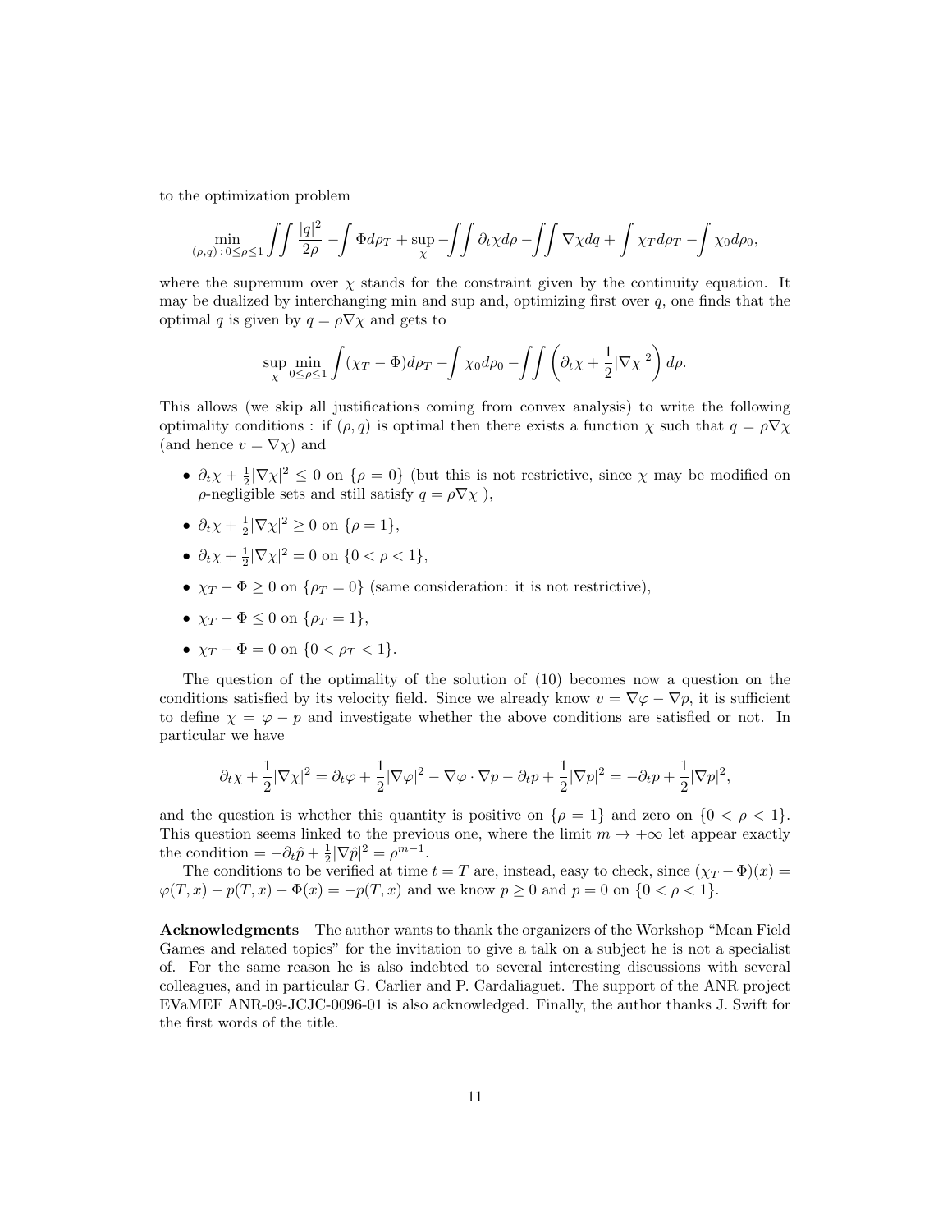to the optimization problem

$$\min_{(\rho,q)\,:\,0\le\rho\le 1}\iint \frac{|q|^2}{2\rho} - \int \Phi d\rho_T + \sup_{\chi} -\iint \partial_t\chi d\rho - \iint \nabla\chi dq + \int \chi_T d\rho_T - \int \chi_0 d\rho_0,$$

where the supremum over $\chi$ stands for the constraint given by the continuity equation. It may be dualized by interchanging min and sup and, optimizing first over $q$, one finds that the optimal $q$ is given by $q = \rho\nabla\chi$ and gets to

$$\sup_{\chi}\min_{0\le\rho\le 1}\int (\chi_T - \Phi)d\rho_T - \int \chi_0 d\rho_0 - \iint \left(\partial_t\chi + \frac{1}{2}|\nabla\chi|^2\right) d\rho.$$

This allows (we skip all justifications coming from convex analysis) to write the following optimality conditions : if $(\rho, q)$ is optimal then there exists a function $\chi$ such that $q = \rho\nabla\chi$ (and hence $v = \nabla\chi$) and

- $\partial_t\chi + \frac{1}{2}|\nabla\chi|^2 \le 0$ on $\{\rho = 0\}$ (but this is not restrictive, since $\chi$ may be modified on $\rho$-negligible sets and still satisfy $q = \rho\nabla\chi$ ),
- $\partial_t\chi + \frac{1}{2}|\nabla\chi|^2 \ge 0$ on $\{\rho = 1\}$,
- $\partial_t\chi + \frac{1}{2}|\nabla\chi|^2 = 0$ on $\{0 < \rho < 1\}$,
- $\chi_T - \Phi \ge 0$ on $\{\rho_T = 0\}$ (same consideration: it is not restrictive),
- $\chi_T - \Phi \le 0$ on $\{\rho_T = 1\}$,
- $\chi_T - \Phi = 0$ on $\{0 < \rho_T < 1\}$.

The question of the optimality of the solution of (10) becomes now a question on the conditions satisfied by its velocity field. Since we already know $v = \nabla\varphi - \nabla p$, it is sufficient to define $\chi = \varphi - p$ and investigate whether the above conditions are satisfied or not. In particular we have

$$\partial_t\chi + \frac{1}{2}|\nabla\chi|^2 = \partial_t\varphi + \frac{1}{2}|\nabla\varphi|^2 - \nabla\varphi\cdot\nabla p - \partial_t p + \frac{1}{2}|\nabla p|^2 = -\partial_t p + \frac{1}{2}|\nabla p|^2,$$

and the question is whether this quantity is positive on $\{\rho = 1\}$ and zero on $\{0 < \rho < 1\}$. This question seems linked to the previous one, where the limit $m \to +\infty$ let appear exactly the condition $= -\partial_t\hat{p} + \frac{1}{2}|\nabla\hat{p}|^2 = \rho^{m-1}$.

The conditions to be verified at time $t = T$ are, instead, easy to check, since $(\chi_T - \Phi)(x) = \varphi(T, x) - p(T, x) - \Phi(x) = -p(T, x)$ and we know $p \ge 0$ and $p = 0$ on $\{0 < \rho < 1\}$.

**Acknowledgments** The author wants to thank the organizers of the Workshop "Mean Field Games and related topics" for the invitation to give a talk on a subject he is not a specialist of. For the same reason he is also indebted to several interesting discussions with several colleagues, and in particular G. Carlier and P. Cardaliaguet. The support of the ANR project EVaMEF ANR-09-JCJC-0096-01 is also acknowledged. Finally, the author thanks J. Swift for the first words of the title.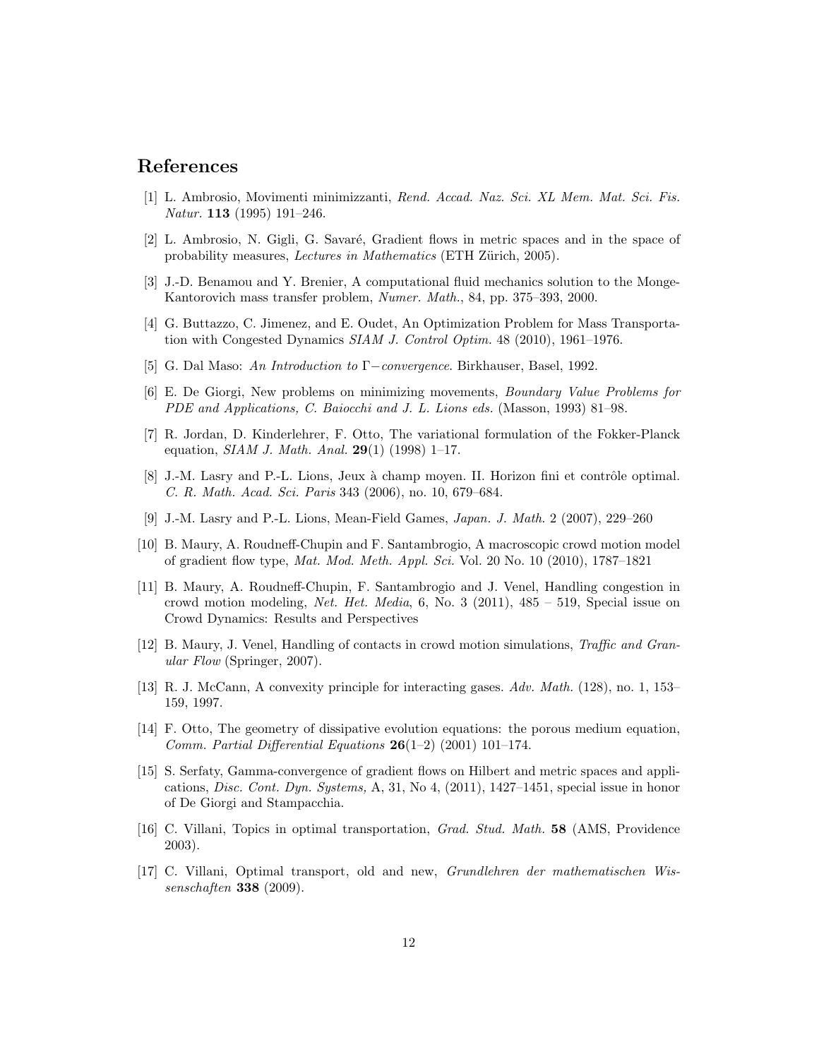## References

[1] L. Ambrosio, Movimenti minimizzanti, *Rend. Accad. Naz. Sci. XL Mem. Mat. Sci. Fis. Natur.* **113** (1995) 191–246.

[2] L. Ambrosio, N. Gigli, G. Savaré, Gradient flows in metric spaces and in the space of probability measures, *Lectures in Mathematics* (ETH Zürich, 2005).

[3] J.-D. Benamou and Y. Brenier, A computational fluid mechanics solution to the Monge-Kantorovich mass transfer problem, *Numer. Math.*, 84, pp. 375–393, 2000.

[4] G. Buttazzo, C. Jimenez, and E. Oudet, An Optimization Problem for Mass Transportation with Congested Dynamics *SIAM J. Control Optim.* 48 (2010), 1961–1976.

[5] G. Dal Maso: *An Introduction to* $\Gamma-$*convergence*. Birkhauser, Basel, 1992.

[6] E. De Giorgi, New problems on minimizing movements, *Boundary Value Problems for PDE and Applications, C. Baiocchi and J. L. Lions eds.* (Masson, 1993) 81–98.

[7] R. Jordan, D. Kinderlehrer, F. Otto, The variational formulation of the Fokker-Planck equation, *SIAM J. Math. Anal.* **29**(1) (1998) 1–17.

[8] J.-M. Lasry and P.-L. Lions, Jeux à champ moyen. II. Horizon fini et contrôle optimal. *C. R. Math. Acad. Sci. Paris* 343 (2006), no. 10, 679–684.

[9] J.-M. Lasry and P.-L. Lions, Mean-Field Games, *Japan. J. Math.* 2 (2007), 229–260

[10] B. Maury, A. Roudneff-Chupin and F. Santambrogio, A macroscopic crowd motion model of gradient flow type, *Mat. Mod. Meth. Appl. Sci.* Vol. 20 No. 10 (2010), 1787–1821

[11] B. Maury, A. Roudneff-Chupin, F. Santambrogio and J. Venel, Handling congestion in crowd motion modeling, *Net. Het. Media*, 6, No. 3 (2011), 485 – 519, Special issue on Crowd Dynamics: Results and Perspectives

[12] B. Maury, J. Venel, Handling of contacts in crowd motion simulations, *Traffic and Granular Flow* (Springer, 2007).

[13] R. J. McCann, A convexity principle for interacting gases. *Adv. Math.* (128), no. 1, 153–159, 1997.

[14] F. Otto, The geometry of dissipative evolution equations: the porous medium equation, *Comm. Partial Differential Equations* **26**(1–2) (2001) 101–174.

[15] S. Serfaty, Gamma-convergence of gradient flows on Hilbert and metric spaces and applications, *Disc. Cont. Dyn. Systems,* A, 31, No 4, (2011), 1427–1451, special issue in honor of De Giorgi and Stampacchia.

[16] C. Villani, Topics in optimal transportation, *Grad. Stud. Math.* **58** (AMS, Providence 2003).

[17] C. Villani, Optimal transport, old and new, *Grundlehren der mathematischen Wissenschaften* **338** (2009).